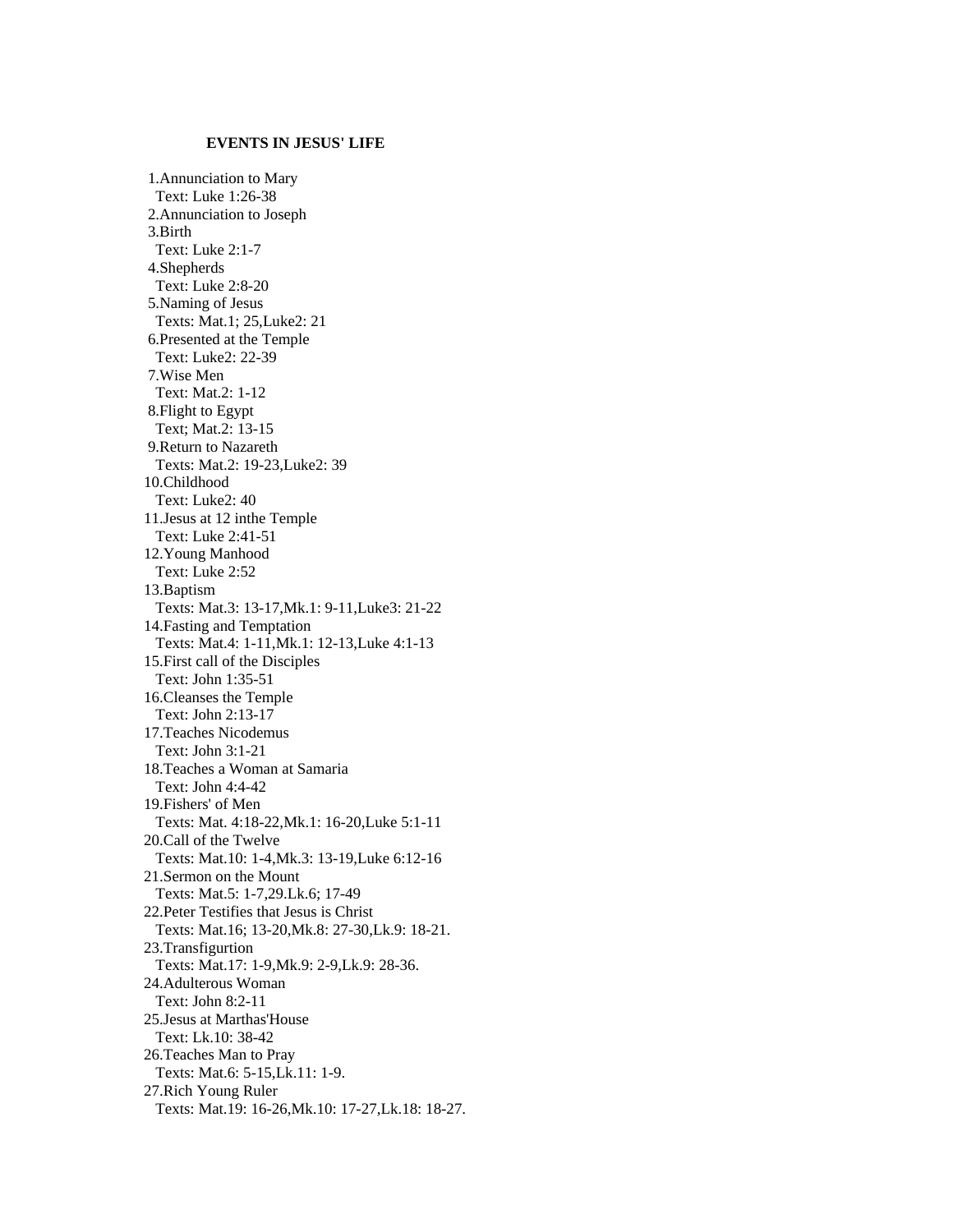**EVENTS IN JESUS' LIFE**

1.Annunciation to Mary
 Text: Luke 1:26-38
2.Annunciation to Joseph
3.Birth
 Text: Luke 2:1-7
4.Shepherds
 Text: Luke 2:8-20
5.Naming of Jesus
 Texts: Mat.1; 25,Luke2: 21
6.Presented at the Temple
 Text: Luke2: 22-39
7.Wise Men
 Text: Mat.2: 1-12
8.Flight to Egypt
 Text; Mat.2: 13-15
9.Return to Nazareth
 Texts: Mat.2: 19-23,Luke2: 39
10.Childhood
 Text: Luke2: 40
11.Jesus at 12 inthe Temple
 Text: Luke 2:41-51
12.Young Manhood
 Text: Luke 2:52
13.Baptism
 Texts: Mat.3: 13-17,Mk.1: 9-11,Luke3: 21-22
14.Fasting and Temptation
 Texts: Mat.4: 1-11,Mk.1: 12-13,Luke 4:1-13
15.First call of the Disciples
 Text: John 1:35-51
16.Cleanses the Temple
 Text: John 2:13-17
17.Teaches Nicodemus
 Text: John 3:1-21
18.Teaches a Woman at Samaria
 Text: John 4:4-42
19.Fishers' of Men
 Texts: Mat. 4:18-22,Mk.1: 16-20,Luke 5:1-11
20.Call of the Twelve
 Texts: Mat.10: 1-4,Mk.3: 13-19,Luke 6:12-16
21.Sermon on the Mount
 Texts: Mat.5: 1-7,29.Lk.6; 17-49
22.Peter Testifies that Jesus is Christ
 Texts: Mat.16; 13-20,Mk.8: 27-30,Lk.9: 18-21.
23.Transfigurtion
 Texts: Mat.17: 1-9,Mk.9: 2-9,Lk.9: 28-36.
24.Adulterous Woman
 Text: John 8:2-11
25.Jesus at Marthas'House
 Text: Lk.10: 38-42
26.Teaches Man to Pray
 Texts: Mat.6: 5-15,Lk.11: 1-9.
27.Rich Young Ruler
 Texts: Mat.19: 16-26,Mk.10: 17-27,Lk.18: 18-27.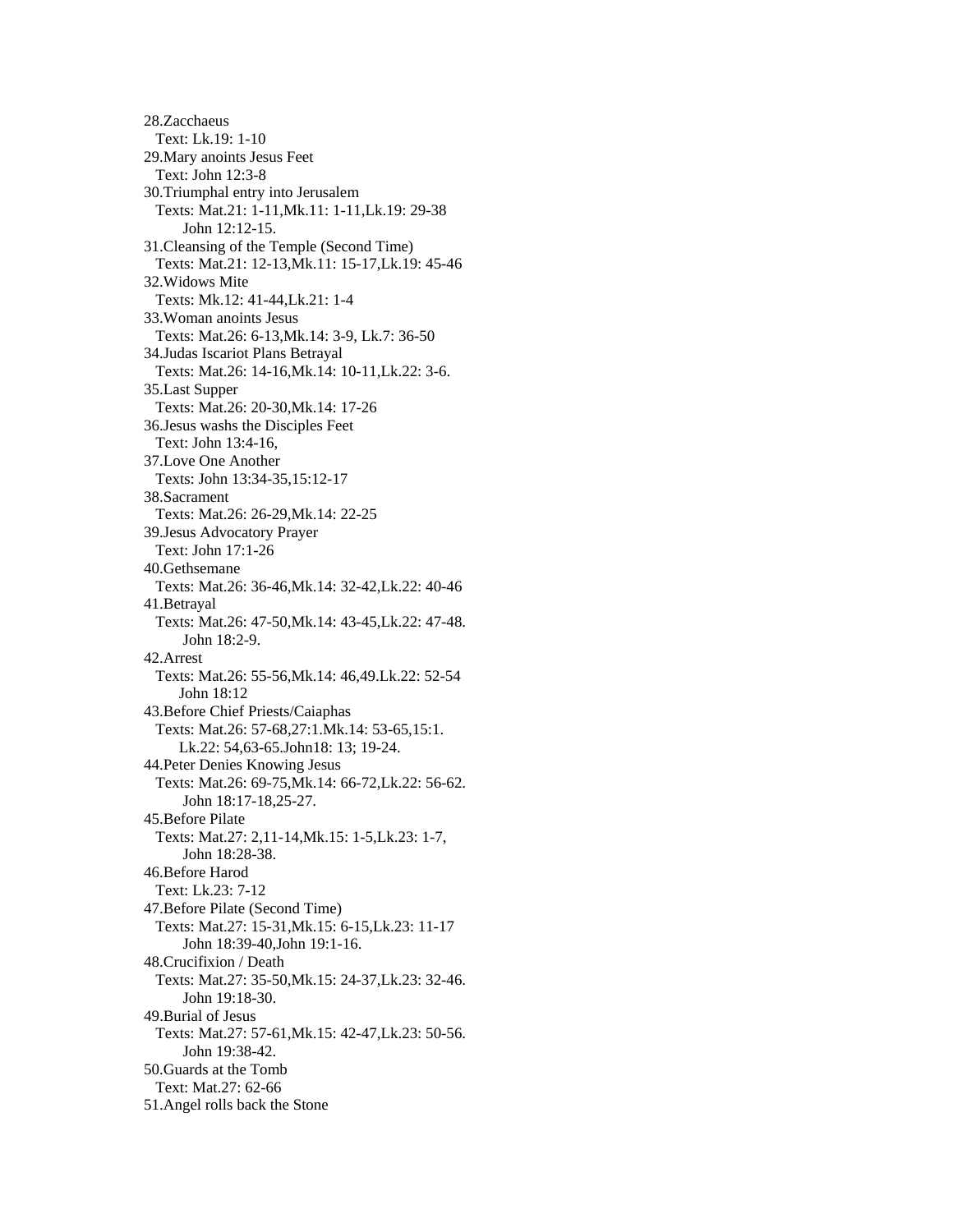28.Zacchaeus
  Text: Lk.19: 1-10
29.Mary anoints Jesus Feet
  Text: John 12:3-8
30.Triumphal entry into Jerusalem
  Texts: Mat.21: 1-11,Mk.11: 1-11,Lk.19: 29-38
    John 12:12-15.
31.Cleansing of the Temple (Second Time)
  Texts: Mat.21: 12-13,Mk.11: 15-17,Lk.19: 45-46
32.Widows Mite
  Texts: Mk.12: 41-44,Lk.21: 1-4
33.Woman anoints Jesus
  Texts: Mat.26: 6-13,Mk.14: 3-9, Lk.7: 36-50
34.Judas Iscariot Plans Betrayal
  Texts: Mat.26: 14-16,Mk.14: 10-11,Lk.22: 3-6.
35.Last Supper
  Texts: Mat.26: 20-30,Mk.14: 17-26
36.Jesus washs the Disciples Feet
  Text: John 13:4-16,
37.Love One Another
  Texts: John 13:34-35,15:12-17
38.Sacrament
  Texts: Mat.26: 26-29,Mk.14: 22-25
39.Jesus Advocatory Prayer
  Text: John 17:1-26
40.Gethsemane
  Texts: Mat.26: 36-46,Mk.14: 32-42,Lk.22: 40-46
41.Betrayal
  Texts: Mat.26: 47-50,Mk.14: 43-45,Lk.22: 47-48.
    John 18:2-9.
42.Arrest
  Texts: Mat.26: 55-56,Mk.14: 46,49.Lk.22: 52-54
    John 18:12
43.Before Chief Priests/Caiaphas
  Texts: Mat.26: 57-68,27:1.Mk.14: 53-65,15:1.
    Lk.22: 54,63-65.John18: 13; 19-24.
44.Peter Denies Knowing Jesus
  Texts: Mat.26: 69-75,Mk.14: 66-72,Lk.22: 56-62.
    John 18:17-18,25-27.
45.Before Pilate
  Texts: Mat.27: 2,11-14,Mk.15: 1-5,Lk.23: 1-7,
    John 18:28-38.
46.Before Harod
  Text: Lk.23: 7-12
47.Before Pilate (Second Time)
  Texts: Mat.27: 15-31,Mk.15: 6-15,Lk.23: 11-17
    John 18:39-40,John 19:1-16.
48.Crucifixion / Death
  Texts: Mat.27: 35-50,Mk.15: 24-37,Lk.23: 32-46.
    John 19:18-30.
49.Burial of Jesus
  Texts: Mat.27: 57-61,Mk.15: 42-47,Lk.23: 50-56.
    John 19:38-42.
50.Guards at the Tomb
  Text: Mat.27: 62-66
51.Angel rolls back the Stone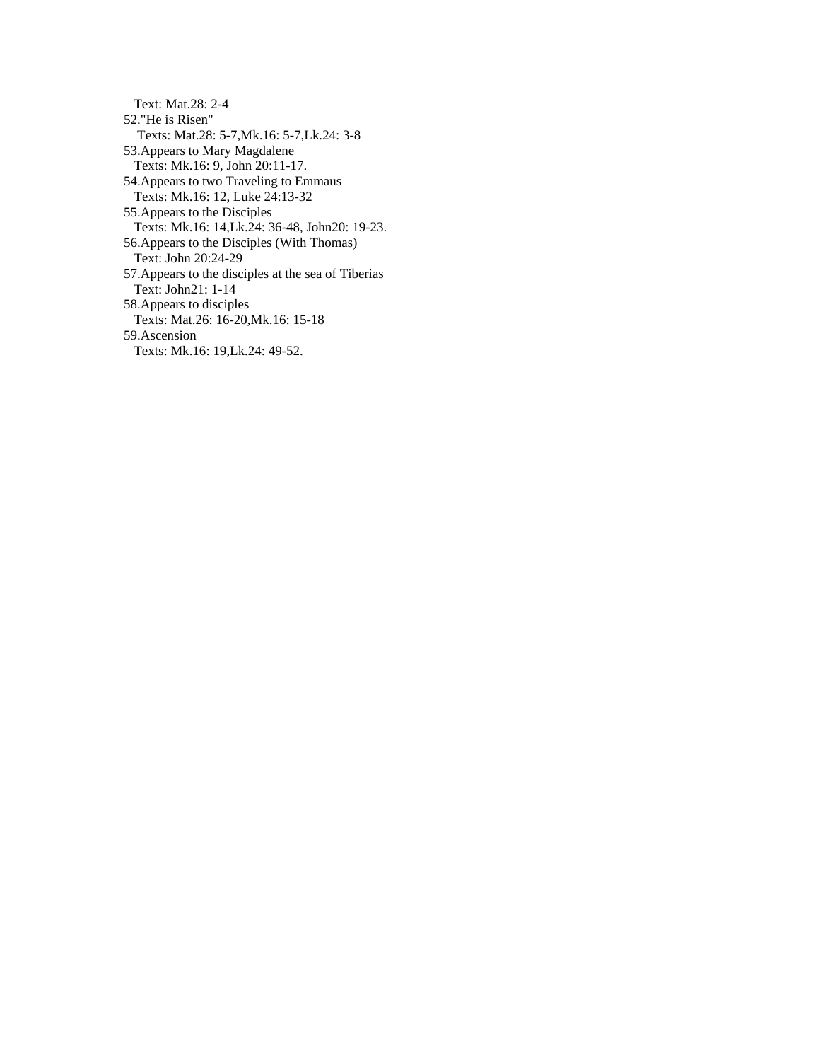Text: Mat.28: 2-4

52."He is Risen"

Texts: Mat.28: 5-7,Mk.16: 5-7,Lk.24: 3-8

53.Appears to Mary Magdalene

Texts: Mk.16: 9, John 20:11-17.

54.Appears to two Traveling to Emmaus

Texts: Mk.16: 12, Luke 24:13-32

55.Appears to the Disciples

Texts: Mk.16: 14,Lk.24: 36-48, John20: 19-23.

56.Appears to the Disciples (With Thomas)

Text: John 20:24-29

57.Appears to the disciples at the sea of Tiberias

Text: John21: 1-14

58.Appears to disciples

Texts: Mat.26: 16-20,Mk.16: 15-18

59.Ascension

Texts: Mk.16: 19,Lk.24: 49-52.